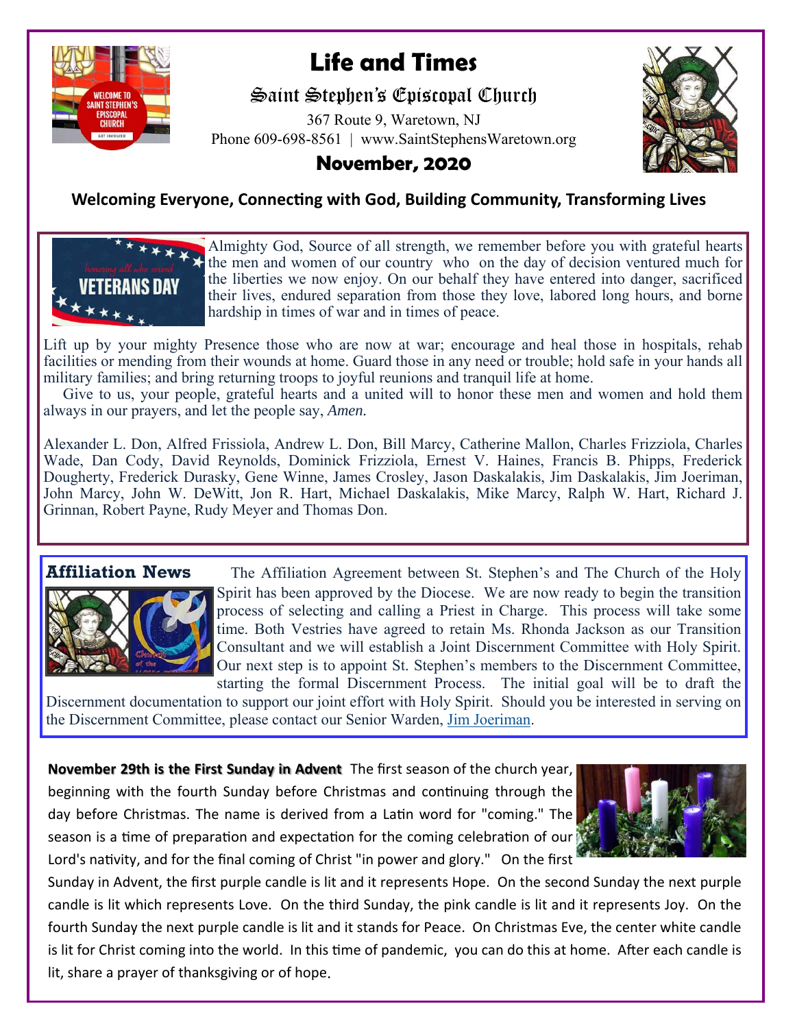# Life and Times

## Saint Stephen's Episcopal Church

367 Route 9, Waretown, NJ
Phone 609-698-8561 | www.SaintStephensWaretown.org

## November, 2020

**Welcoming Everyone, Connecting with God, Building Community, Transforming Lives**

Almighty God, Source of all strength, we remember before you with grateful hearts the men and women of our country who on the day of decision ventured much for the liberties we now enjoy. On our behalf they have entered into danger, sacrificed their lives, endured separation from those they love, labored long hours, and borne hardship in times of war and in times of peace.

Lift up by your mighty Presence those who are now at war; encourage and heal those in hospitals, rehab facilities or mending from their wounds at home. Guard those in any need or trouble; hold safe in your hands all military families; and bring returning troops to joyful reunions and tranquil life at home.

Give to us, your people, grateful hearts and a united will to honor these men and women and hold them always in our prayers, and let the people say, *Amen.*

Alexander L. Don, Alfred Frissiola, Andrew L. Don, Bill Marcy, Catherine Mallon, Charles Frizziola, Charles Wade, Dan Cody, David Reynolds, Dominick Frizziola, Ernest V. Haines, Francis B. Phipps, Frederick Dougherty, Frederick Durasky, Gene Winne, James Crosley, Jason Daskalakis, Jim Daskalakis, Jim Joeriman, John Marcy, John W. DeWitt, Jon R. Hart, Michael Daskalakis, Mike Marcy, Ralph W. Hart, Richard J. Grinnan, Robert Payne, Rudy Meyer and Thomas Don.

## Affiliation News

The Affiliation Agreement between St. Stephen's and The Church of the Holy Spirit has been approved by the Diocese. We are now ready to begin the transition process of selecting and calling a Priest in Charge. This process will take some time. Both Vestries have agreed to retain Ms. Rhonda Jackson as our Transition Consultant and we will establish a Joint Discernment Committee with Holy Spirit. Our next step is to appoint St. Stephen's members to the Discernment Committee, starting the formal Discernment Process. The initial goal will be to draft the Discernment documentation to support our joint effort with Holy Spirit. Should you be interested in serving on the Discernment Committee, please contact our Senior Warden, Jim Joeriman.

**November 29th is the First Sunday in Advent** The first season of the church year, beginning with the fourth Sunday before Christmas and continuing through the day before Christmas. The name is derived from a Latin word for "coming." The season is a time of preparation and expectation for the coming celebration of our Lord's nativity, and for the final coming of Christ "in power and glory." On the first Sunday in Advent, the first purple candle is lit and it represents Hope. On the second Sunday the next purple candle is lit which represents Love. On the third Sunday, the pink candle is lit and it represents Joy. On the fourth Sunday the next purple candle is lit and it stands for Peace. On Christmas Eve, the center white candle is lit for Christ coming into the world. In this time of pandemic, you can do this at home. After each candle is lit, share a prayer of thanksgiving or of hope.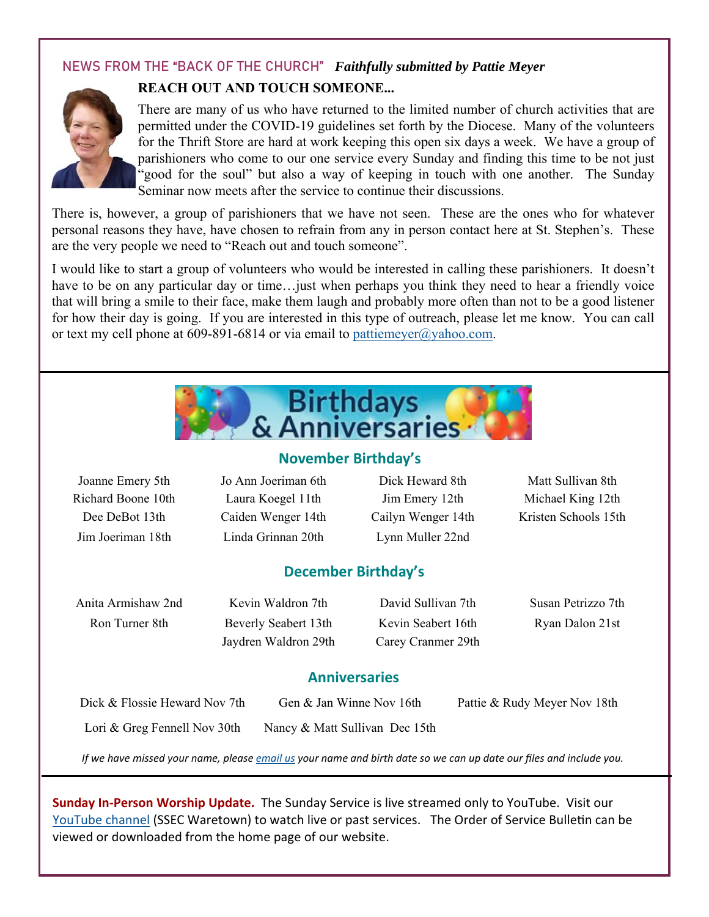## NEWS FROM THE "BACK OF THE CHURCH" *Faithfully submitted by Pattie Meyer*

**REACH OUT AND TOUCH SOMEONE...**

There are many of us who have returned to the limited number of church activities that are permitted under the COVID-19 guidelines set forth by the Diocese. Many of the volunteers for the Thrift Store are hard at work keeping this open six days a week. We have a group of parishioners who come to our one service every Sunday and finding this time to be not just "good for the soul" but also a way of keeping in touch with one another. The Sunday Seminar now meets after the service to continue their discussions.

There is, however, a group of parishioners that we have not seen. These are the ones who for whatever personal reasons they have, have chosen to refrain from any in person contact here at St. Stephen's. These are the very people we need to "Reach out and touch someone".

I would like to start a group of volunteers who would be interested in calling these parishioners. It doesn't have to be on any particular day or time…just when perhaps you think they need to hear a friendly voice that will bring a smile to their face, make them laugh and probably more often than not to be a good listener for how their day is going. If you are interested in this type of outreach, please let me know. You can call or text my cell phone at 609-891-6814 or via email to pattiemeyer@yahoo.com.

## Birthdays & Anniversaries

### November Birthday's

Joanne Emery 5th
Jo Ann Joeriman 6th
Dick Heward 8th
Matt Sullivan 8th
Richard Boone 10th
Laura Koegel 11th
Jim Emery 12th
Michael King 12th
Dee DeBot 13th
Caiden Wenger 14th
Cailyn Wenger 14th
Kristen Schools 15th
Jim Joeriman 18th
Linda Grinnan 20th
Lynn Muller 22nd

### December Birthday's

Anita Armishaw 2nd
Kevin Waldron 7th
David Sullivan 7th
Susan Petrizzo 7th
Ron Turner 8th
Beverly Seabert 13th
Kevin Seabert 16th
Ryan Dalon 21st
Jaydren Waldron 29th
Carey Cranmer 29th

### Anniversaries

Dick & Flossie Heward Nov 7th
Gen & Jan Winne Nov 16th
Pattie & Rudy Meyer Nov 18th
Lori & Greg Fennell Nov 30th
Nancy & Matt Sullivan Dec 15th

*If we have missed your name, please email us your name and birth date so we can up date our files and include you.*

**Sunday In-Person Worship Update.** The Sunday Service is live streamed only to YouTube. Visit our YouTube channel (SSEC Waretown) to watch live or past services. The Order of Service Bulletin can be viewed or downloaded from the home page of our website.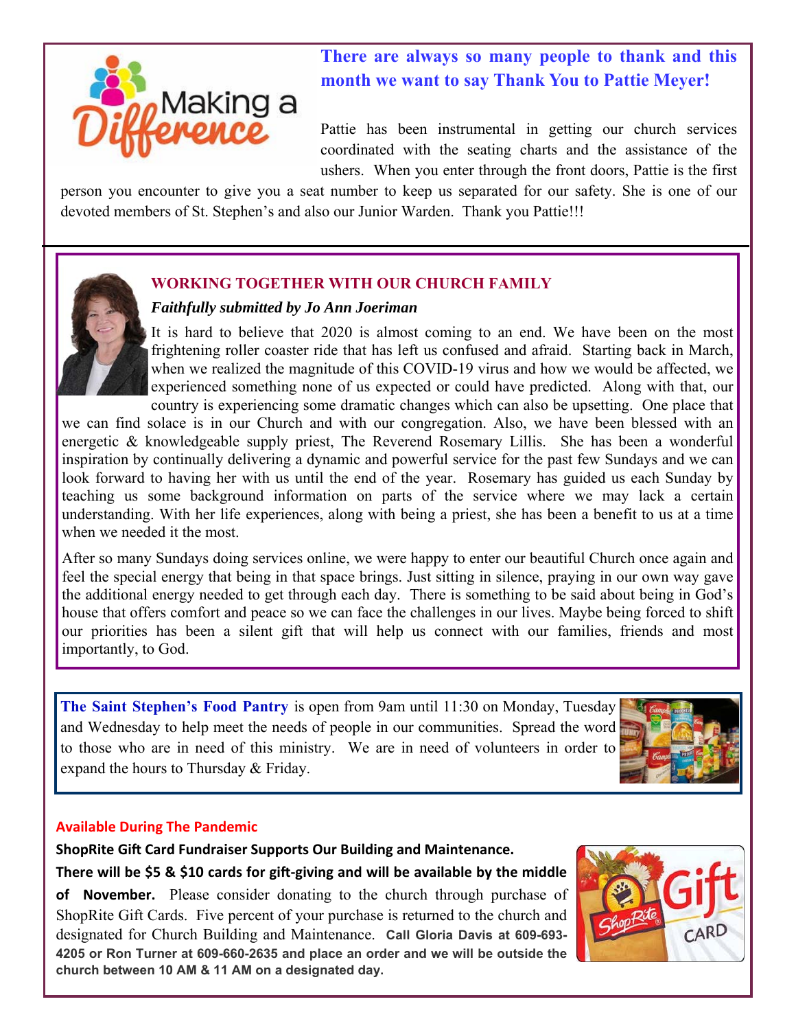**There are always so many people to thank and this month we want to say Thank You to Pattie Meyer!**

Pattie has been instrumental in getting our church services coordinated with the seating charts and the assistance of the ushers. When you enter through the front doors, Pattie is the first person you encounter to give you a seat number to keep us separated for our safety. She is one of our devoted members of St. Stephen's and also our Junior Warden. Thank you Pattie!!!

## WORKING TOGETHER WITH OUR CHURCH FAMILY

***Faithfully submitted by Jo Ann Joeriman***

It is hard to believe that 2020 is almost coming to an end. We have been on the most frightening roller coaster ride that has left us confused and afraid. Starting back in March, when we realized the magnitude of this COVID-19 virus and how we would be affected, we experienced something none of us expected or could have predicted. Along with that, our country is experiencing some dramatic changes which can also be upsetting. One place that we can find solace is in our Church and with our congregation. Also, we have been blessed with an energetic & knowledgeable supply priest, The Reverend Rosemary Lillis. She has been a wonderful inspiration by continually delivering a dynamic and powerful service for the past few Sundays and we can look forward to having her with us until the end of the year. Rosemary has guided us each Sunday by teaching us some background information on parts of the service where we may lack a certain understanding. With her life experiences, along with being a priest, she has been a benefit to us at a time when we needed it the most.

After so many Sundays doing services online, we were happy to enter our beautiful Church once again and feel the special energy that being in that space brings. Just sitting in silence, praying in our own way gave the additional energy needed to get through each day. There is something to be said about being in God's house that offers comfort and peace so we can face the challenges in our lives. Maybe being forced to shift our priorities has been a silent gift that will help us connect with our families, friends and most importantly, to God.

**The Saint Stephen's Food Pantry** is open from 9am until 11:30 on Monday, Tuesday and Wednesday to help meet the needs of people in our communities. Spread the word to those who are in need of this ministry. We are in need of volunteers in order to expand the hours to Thursday & Friday.

**Available During The Pandemic**

**ShopRite Gift Card Fundraiser Supports Our Building and Maintenance.**

**There will be $5 & $10 cards for gift-giving and will be available by the middle of November.** Please consider donating to the church through purchase of ShopRite Gift Cards. Five percent of your purchase is returned to the church and designated for Church Building and Maintenance. **Call Gloria Davis at 609-693-4205 or Ron Turner at 609-660-2635 and place an order and we will be outside the church between 10 AM & 11 AM on a designated day.**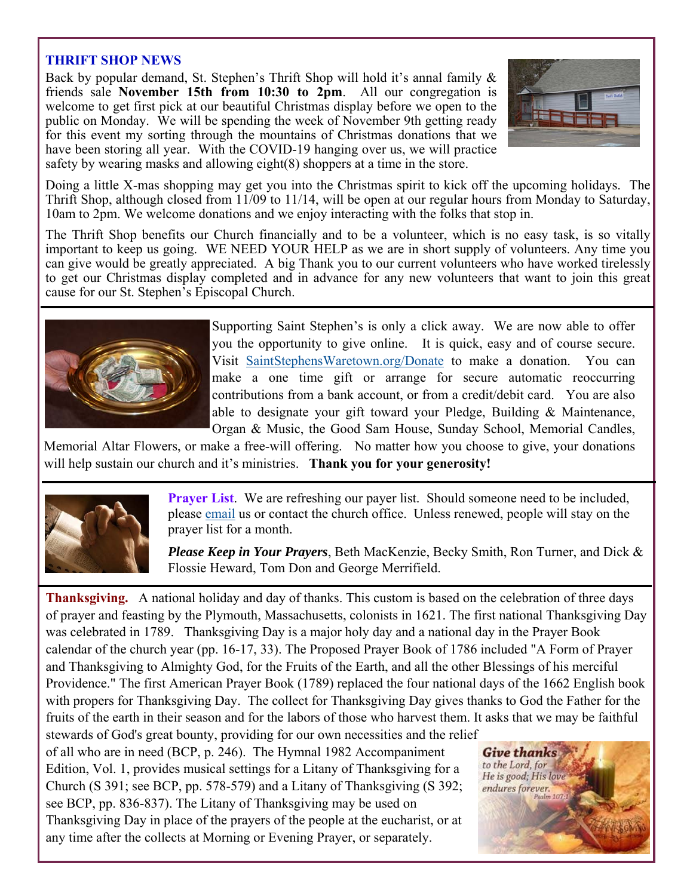## THRIFT SHOP NEWS

Back by popular demand, St. Stephen's Thrift Shop will hold it's annal family & friends sale **November 15th from 10:30 to 2pm**. All our congregation is welcome to get first pick at our beautiful Christmas display before we open to the public on Monday. We will be spending the week of November 9th getting ready for this event my sorting through the mountains of Christmas donations that we have been storing all year. With the COVID-19 hanging over us, we will practice safety by wearing masks and allowing eight(8) shoppers at a time in the store.

Doing a little X-mas shopping may get you into the Christmas spirit to kick off the upcoming holidays. The Thrift Shop, although closed from 11/09 to 11/14, will be open at our regular hours from Monday to Saturday, 10am to 2pm. We welcome donations and we enjoy interacting with the folks that stop in.

The Thrift Shop benefits our Church financially and to be a volunteer, which is no easy task, is so vitally important to keep us going. WE NEED YOUR HELP as we are in short supply of volunteers. Any time you can give would be greatly appreciated. A big Thank you to our current volunteers who have worked tirelessly to get our Christmas display completed and in advance for any new volunteers that want to join this great cause for our St. Stephen's Episcopal Church.

---

Supporting Saint Stephen's is only a click away. We are now able to offer you the opportunity to give online. It is quick, easy and of course secure. Visit SaintStephensWaretown.org/Donate to make a donation. You can make a one time gift or arrange for secure automatic reoccurring contributions from a bank account, or from a credit/debit card. You are also able to designate your gift toward your Pledge, Building & Maintenance, Organ & Music, the Good Sam House, Sunday School, Memorial Candles, Memorial Altar Flowers, or make a free-will offering. No matter how you choose to give, your donations will help sustain our church and it's ministries. **Thank you for your generosity!**

---

**Prayer List**. We are refreshing our payer list. Should someone need to be included, please email us or contact the church office. Unless renewed, people will stay on the prayer list for a month.

***Please Keep in Your Prayers***, Beth MacKenzie, Becky Smith, Ron Turner, and Dick & Flossie Heward, Tom Don and George Merrifield.

---

**Thanksgiving.** A national holiday and day of thanks. This custom is based on the celebration of three days of prayer and feasting by the Plymouth, Massachusetts, colonists in 1621. The first national Thanksgiving Day was celebrated in 1789. Thanksgiving Day is a major holy day and a national day in the Prayer Book calendar of the church year (pp. 16-17, 33). The Proposed Prayer Book of 1786 included "A Form of Prayer and Thanksgiving to Almighty God, for the Fruits of the Earth, and all the other Blessings of his merciful Providence." The first American Prayer Book (1789) replaced the four national days of the 1662 English book with propers for Thanksgiving Day. The collect for Thanksgiving Day gives thanks to God the Father for the fruits of the earth in their season and for the labors of those who harvest them. It asks that we may be faithful stewards of God's great bounty, providing for our own necessities and the relief of all who are in need (BCP, p. 246). The Hymnal 1982 Accompaniment Edition, Vol. 1, provides musical settings for a Litany of Thanksgiving for a Church (S 391; see BCP, pp. 578-579) and a Litany of Thanksgiving (S 392; see BCP, pp. 836-837). The Litany of Thanksgiving may be used on Thanksgiving Day in place of the prayers of the people at the eucharist, or at any time after the collects at Morning or Evening Prayer, or separately.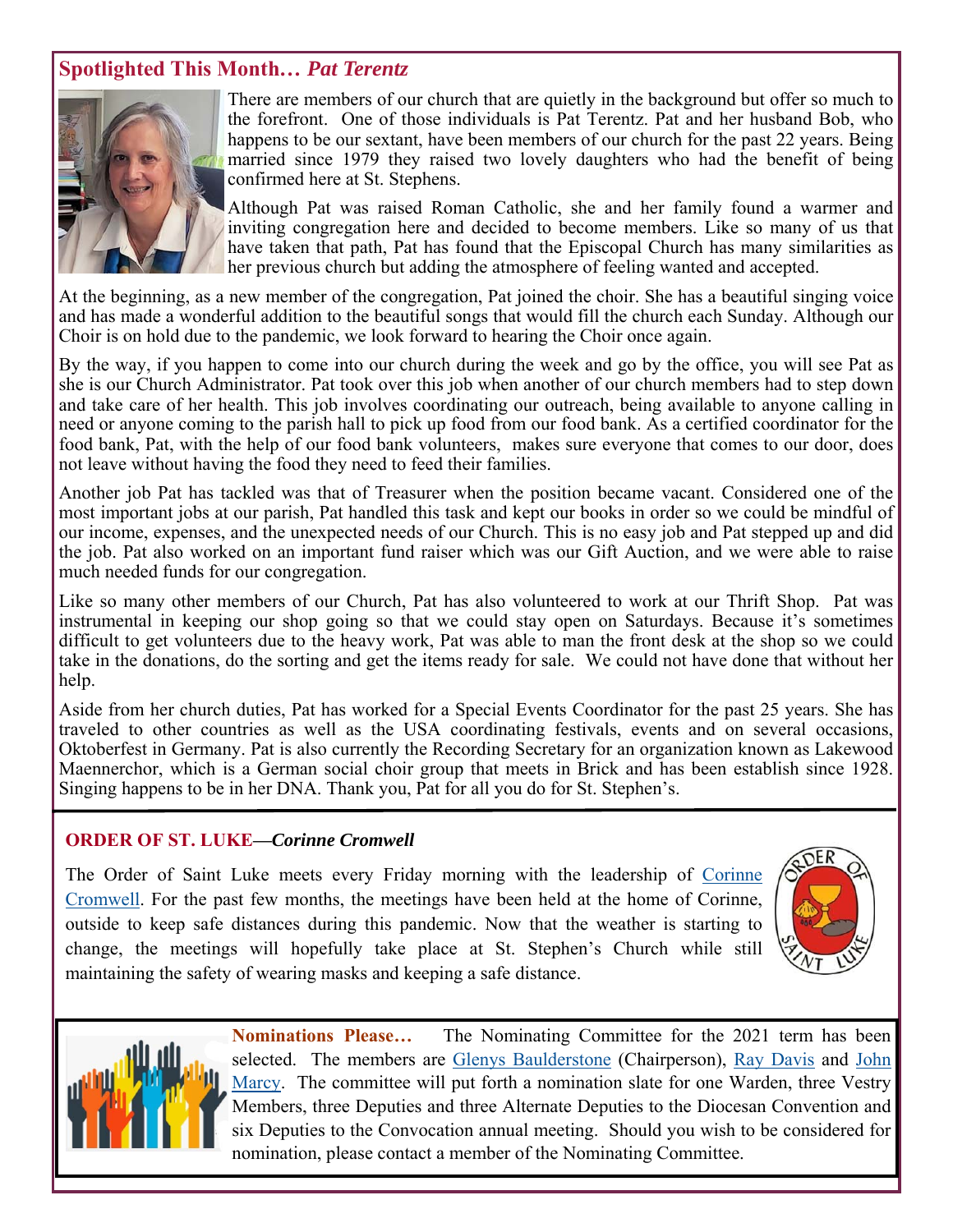## Spotlighted This Month… *Pat Terentz*

There are members of our church that are quietly in the background but offer so much to the forefront. One of those individuals is Pat Terentz. Pat and her husband Bob, who happens to be our sextant, have been members of our church for the past 22 years. Being married since 1979 they raised two lovely daughters who had the benefit of being confirmed here at St. Stephens.

Although Pat was raised Roman Catholic, she and her family found a warmer and inviting congregation here and decided to become members. Like so many of us that have taken that path, Pat has found that the Episcopal Church has many similarities as her previous church but adding the atmosphere of feeling wanted and accepted.

At the beginning, as a new member of the congregation, Pat joined the choir. She has a beautiful singing voice and has made a wonderful addition to the beautiful songs that would fill the church each Sunday. Although our Choir is on hold due to the pandemic, we look forward to hearing the Choir once again.

By the way, if you happen to come into our church during the week and go by the office, you will see Pat as she is our Church Administrator. Pat took over this job when another of our church members had to step down and take care of her health. This job involves coordinating our outreach, being available to anyone calling in need or anyone coming to the parish hall to pick up food from our food bank. As a certified coordinator for the food bank, Pat, with the help of our food bank volunteers, makes sure everyone that comes to our door, does not leave without having the food they need to feed their families.

Another job Pat has tackled was that of Treasurer when the position became vacant. Considered one of the most important jobs at our parish, Pat handled this task and kept our books in order so we could be mindful of our income, expenses, and the unexpected needs of our Church. This is no easy job and Pat stepped up and did the job. Pat also worked on an important fund raiser which was our Gift Auction, and we were able to raise much needed funds for our congregation.

Like so many other members of our Church, Pat has also volunteered to work at our Thrift Shop. Pat was instrumental in keeping our shop going so that we could stay open on Saturdays. Because it's sometimes difficult to get volunteers due to the heavy work, Pat was able to man the front desk at the shop so we could take in the donations, do the sorting and get the items ready for sale. We could not have done that without her help.

Aside from her church duties, Pat has worked for a Special Events Coordinator for the past 25 years. She has traveled to other countries as well as the USA coordinating festivals, events and on several occasions, Oktoberfest in Germany. Pat is also currently the Recording Secretary for an organization known as Lakewood Maennerchor, which is a German social choir group that meets in Brick and has been establish since 1928. Singing happens to be in her DNA. Thank you, Pat for all you do for St. Stephen's.

---

### ORDER OF ST. LUKE—*Corinne Cromwell*

The Order of Saint Luke meets every Friday morning with the leadership of Corinne Cromwell. For the past few months, the meetings have been held at the home of Corinne, outside to keep safe distances during this pandemic. Now that the weather is starting to change, the meetings will hopefully take place at St. Stephen's Church while still maintaining the safety of wearing masks and keeping a safe distance.

---

**Nominations Please…** The Nominating Committee for the 2021 term has been selected. The members are Glenys Baulderstone (Chairperson), Ray Davis and John Marcy. The committee will put forth a nomination slate for one Warden, three Vestry Members, three Deputies and three Alternate Deputies to the Diocesan Convention and six Deputies to the Convocation annual meeting. Should you wish to be considered for nomination, please contact a member of the Nominating Committee.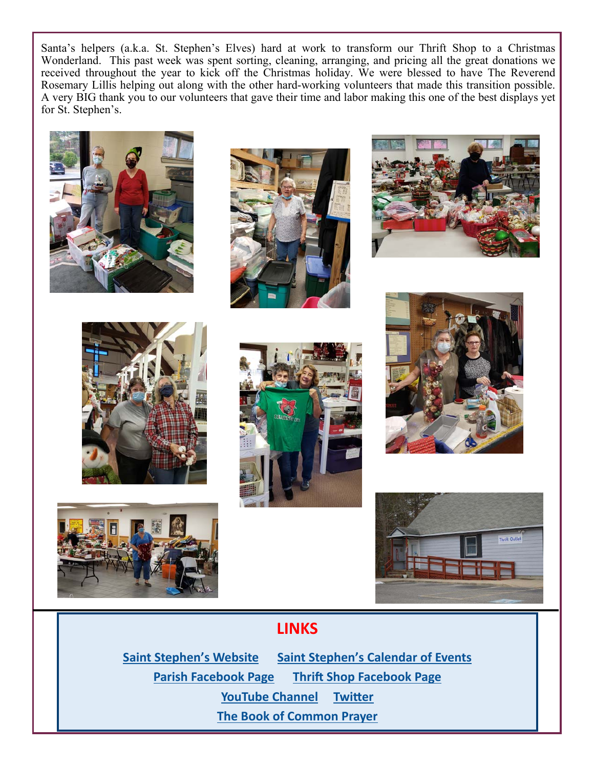Santa's helpers (a.k.a. St. Stephen's Elves) hard at work to transform our Thrift Shop to a Christmas Wonderland. This past week was spent sorting, cleaning, arranging, and pricing all the great donations we received throughout the year to kick off the Christmas holiday. We were blessed to have The Reverend Rosemary Lillis helping out along with the other hard-working volunteers that made this transition possible. A very BIG thank you to our volunteers that gave their time and labor making this one of the best displays yet for St. Stephen's.

## LINKS

**Saint Stephen's Website** **Saint Stephen's Calendar of Events**

**Parish Facebook Page** **Thrift Shop Facebook Page**

**YouTube Channel** **Twitter**

**The Book of Common Prayer**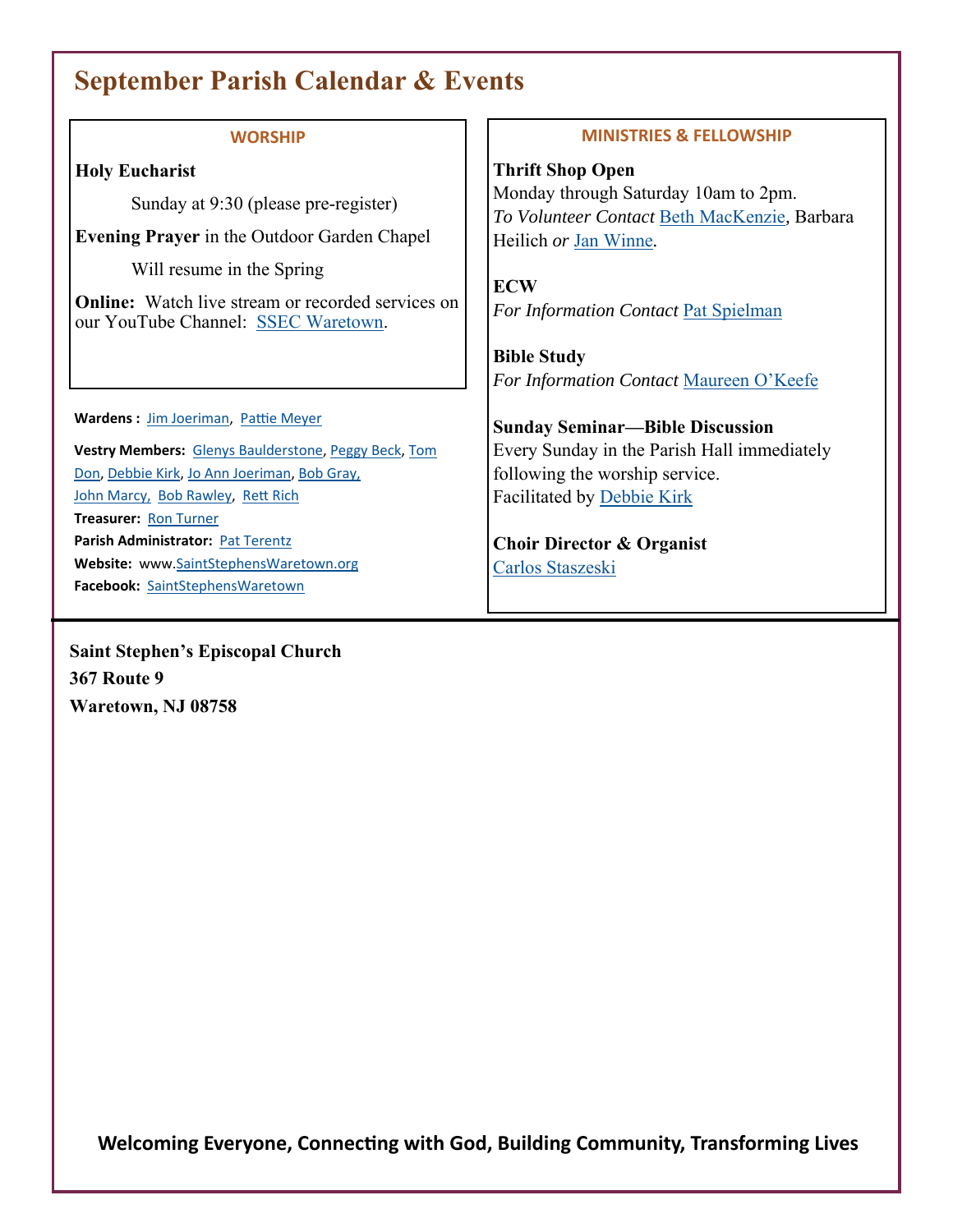# September Parish Calendar & Events

## WORSHIP

**Holy Eucharist**

Sunday at 9:30 (please pre-register)

**Evening Prayer** in the Outdoor Garden Chapel

Will resume in the Spring

**Online:** Watch live stream or recorded services on our YouTube Channel: SSEC Waretown.

**Wardens :** Jim Joeriman, Pattie Meyer

**Vestry Members:** Glenys Baulderstone, Peggy Beck, Tom Don, Debbie Kirk, Jo Ann Joeriman, Bob Gray, John Marcy, Bob Rawley, Rett Rich

**Treasurer:** Ron Turner

**Parish Administrator:** Pat Terentz

**Website:** www.SaintStephensWaretown.org

**Facebook:** SaintStephensWaretown

## MINISTRIES & FELLOWSHIP

**Thrift Shop Open**
Monday through Saturday 10am to 2pm.
*To Volunteer Contact* Beth MacKenzie, Barbara Heilich *or* Jan Winne.

**ECW**
*For Information Contact* Pat Spielman

**Bible Study**
*For Information Contact* Maureen O'Keefe

**Sunday Seminar—Bible Discussion**
Every Sunday in the Parish Hall immediately following the worship service.
Facilitated by Debbie Kirk

**Choir Director & Organist**
Carlos Staszeski

**Saint Stephen's Episcopal Church**
**367 Route 9**
**Waretown, NJ 08758**

**Welcoming Everyone, Connecting with God, Building Community, Transforming Lives**